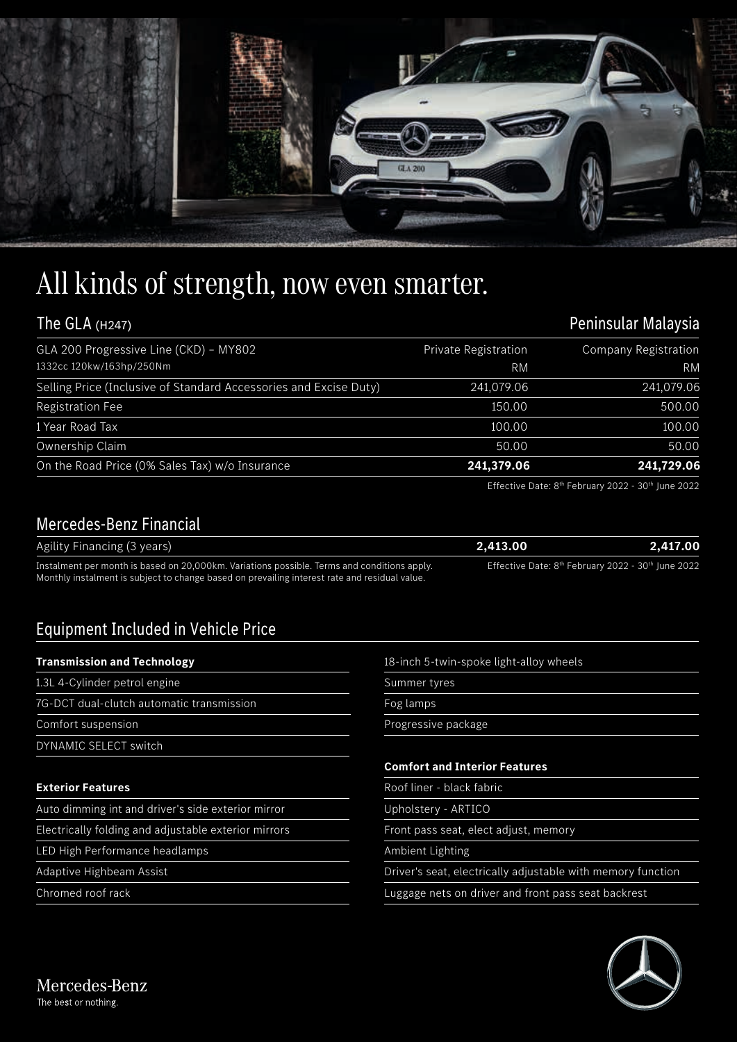# All kinds of strength, now even smarter.

| The GLA (H247) | | Peninsular Malaysia |
|---|---|---|
| GLA 200 Progressive Line (CKD) – MY802<br>1332cc 120kw/163hp/250Nm | Private Registration<br>RM | Company Registration<br>RM |
| Selling Price (Inclusive of Standard Accessories and Excise Duty) | 241,079.06 | 241,079.06 |
| Registration Fee | 150.00 | 500.00 |
| 1 Year Road Tax | 100.00 | 100.00 |
| Ownership Claim | 50.00 | 50.00 |
| On the Road Price (0% Sales Tax) w/o Insurance | **241,379.06** | **241,729.06** |

Effective Date: 8th February 2022 - 30th June 2022

## Mercedes-Benz Financial

| | | |
|---|---|---|
| Agility Financing (3 years) | **2,413.00** | **2,417.00** |

Instalment per month is based on 20,000km. Variations possible. Terms and conditions apply. Monthly instalment is subject to change based on prevailing interest rate and residual value.

Effective Date: 8th February 2022 - 30th June 2022

## Equipment Included in Vehicle Price

**Transmission and Technology**

- 1.3L 4-Cylinder petrol engine
- 7G-DCT dual-clutch automatic transmission
- Comfort suspension
- DYNAMIC SELECT switch

**Exterior Features**

- Auto dimming int and driver's side exterior mirror
- Electrically folding and adjustable exterior mirrors
- LED High Performance headlamps
- Adaptive Highbeam Assist
- Chromed roof rack
- 18-inch 5-twin-spoke light-alloy wheels
- Summer tyres
- Fog lamps
- Progressive package

**Comfort and Interior Features**

- Roof liner - black fabric
- Upholstery - ARTICO
- Front pass seat, elect adjust, memory
- Ambient Lighting
- Driver's seat, electrically adjustable with memory function
- Luggage nets on driver and front pass seat backrest

Mercedes-Benz
The best or nothing.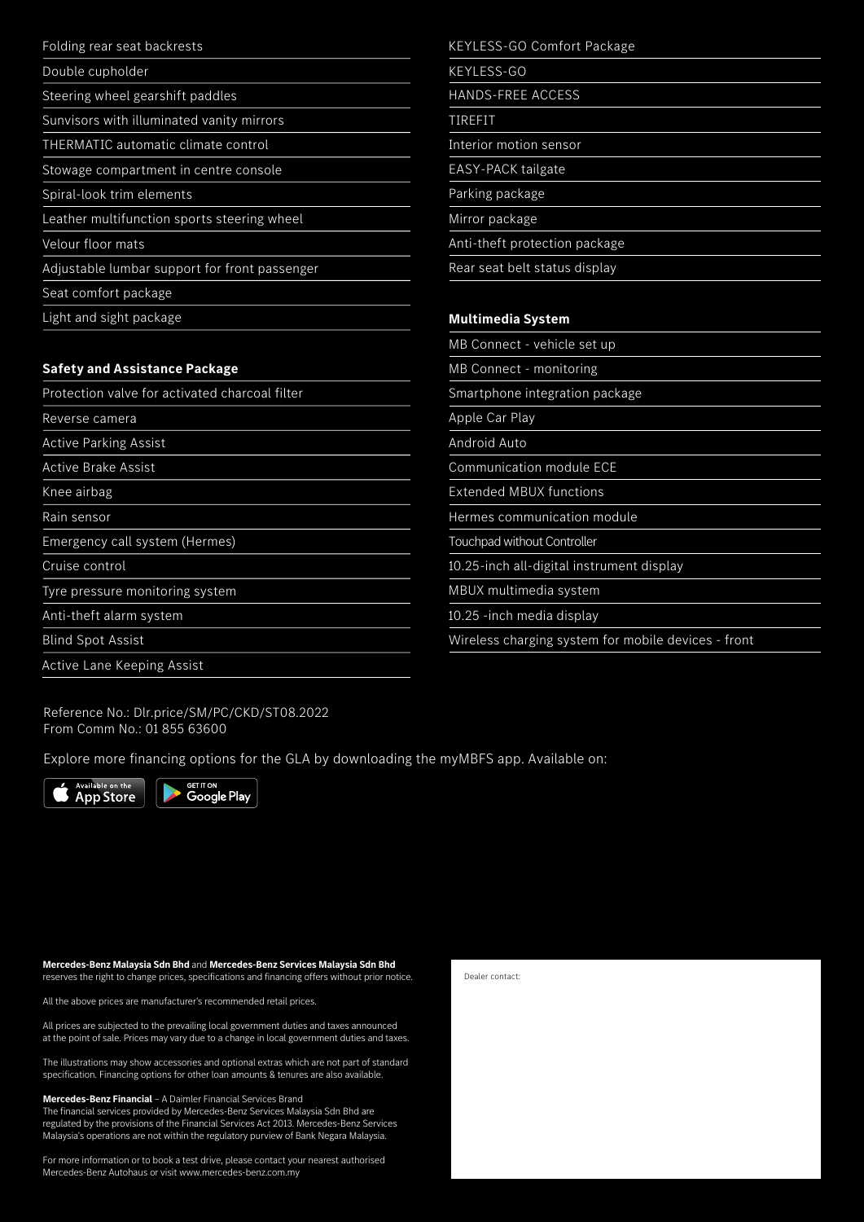- Folding rear seat backrests
- Double cupholder
- Steering wheel gearshift paddles
- Sunvisors with illuminated vanity mirrors
- THERMATIC automatic climate control
- Stowage compartment in centre console
- Spiral-look trim elements
- Leather multifunction sports steering wheel
- Velour floor mats
- Adjustable lumbar support for front passenger
- Seat comfort package
- Light and sight package

**Safety and Assistance Package**

- Protection valve for activated charcoal filter
- Reverse camera
- Active Parking Assist
- Active Brake Assist
- Knee airbag
- Rain sensor
- Emergency call system (Hermes)
- Cruise control
- Tyre pressure monitoring system
- Anti-theft alarm system
- Blind Spot Assist
- Active Lane Keeping Assist

- KEYLESS-GO Comfort Package
- KEYLESS-GO
- HANDS-FREE ACCESS
- TIREFIT
- Interior motion sensor
- EASY-PACK tailgate
- Parking package
- Mirror package
- Anti-theft protection package
- Rear seat belt status display

**Multimedia System**

- MB Connect - vehicle set up
- MB Connect - monitoring
- Smartphone integration package
- Apple Car Play
- Android Auto
- Communication module ECE
- Extended MBUX functions
- Hermes communication module
- Touchpad without Controller
- 10.25-inch all-digital instrument display
- MBUX multimedia system
- 10.25 -inch media display
- Wireless charging system for mobile devices - front

Reference No.: Dlr.price/SM/PC/CKD/ST08.2022
From Comm No.: 01 855 63600

Explore more financing options for the GLA by downloading the myMBFS app. Available on:

Available on the App Store | GET IT ON Google Play

**Mercedes-Benz Malaysia Sdn Bhd** and **Mercedes-Benz Services Malaysia Sdn Bhd** reserves the right to change prices, specifications and financing offers without prior notice.

All the above prices are manufacturer's recommended retail prices.

All prices are subjected to the prevailing local government duties and taxes announced at the point of sale. Prices may vary due to a change in local government duties and taxes.

The illustrations may show accessories and optional extras which are not part of standard specification. Financing options for other loan amounts & tenures are also available.

**Mercedes-Benz Financial** – A Daimler Financial Services Brand
The financial services provided by Mercedes-Benz Services Malaysia Sdn Bhd are regulated by the provisions of the Financial Services Act 2013. Mercedes-Benz Services Malaysia's operations are not within the regulatory purview of Bank Negara Malaysia.

For more information or to book a test drive, please contact your nearest authorised Mercedes-Benz Autohaus or visit www.mercedes-benz.com.my

Dealer contact: